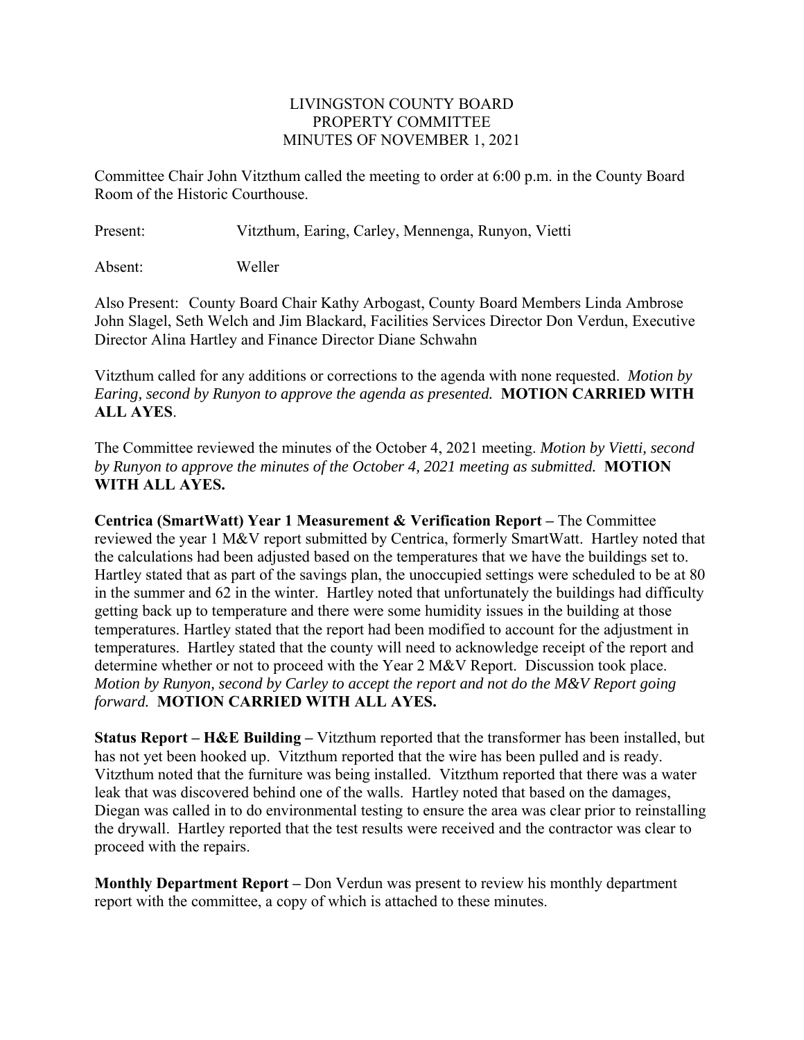LIVINGSTON COUNTY BOARD
PROPERTY COMMITTEE
MINUTES OF NOVEMBER 1, 2021

Committee Chair John Vitzthum called the meeting to order at 6:00 p.m. in the County Board Room of the Historic Courthouse.

Present: Vitzthum, Earing, Carley, Mennenga, Runyon, Vietti

Absent: Weller

Also Present: County Board Chair Kathy Arbogast, County Board Members Linda Ambrose John Slagel, Seth Welch and Jim Blackard, Facilities Services Director Don Verdun, Executive Director Alina Hartley and Finance Director Diane Schwahn

Vitzthum called for any additions or corrections to the agenda with none requested. *Motion by Earing, second by Runyon to approve the agenda as presented.* **MOTION CARRIED WITH ALL AYES**.

The Committee reviewed the minutes of the October 4, 2021 meeting. *Motion by Vietti, second by Runyon to approve the minutes of the October 4, 2021 meeting as submitted.* **MOTION WITH ALL AYES.**

**Centrica (SmartWatt) Year 1 Measurement & Verification Report –** The Committee reviewed the year 1 M&V report submitted by Centrica, formerly SmartWatt. Hartley noted that the calculations had been adjusted based on the temperatures that we have the buildings set to. Hartley stated that as part of the savings plan, the unoccupied settings were scheduled to be at 80 in the summer and 62 in the winter. Hartley noted that unfortunately the buildings had difficulty getting back up to temperature and there were some humidity issues in the building at those temperatures. Hartley stated that the report had been modified to account for the adjustment in temperatures. Hartley stated that the county will need to acknowledge receipt of the report and determine whether or not to proceed with the Year 2 M&V Report. Discussion took place. *Motion by Runyon, second by Carley to accept the report and not do the M&V Report going forward.* **MOTION CARRIED WITH ALL AYES.**

**Status Report – H&E Building –** Vitzthum reported that the transformer has been installed, but has not yet been hooked up. Vitzthum reported that the wire has been pulled and is ready. Vitzthum noted that the furniture was being installed. Vitzthum reported that there was a water leak that was discovered behind one of the walls. Hartley noted that based on the damages, Diegan was called in to do environmental testing to ensure the area was clear prior to reinstalling the drywall. Hartley reported that the test results were received and the contractor was clear to proceed with the repairs.

**Monthly Department Report –** Don Verdun was present to review his monthly department report with the committee, a copy of which is attached to these minutes.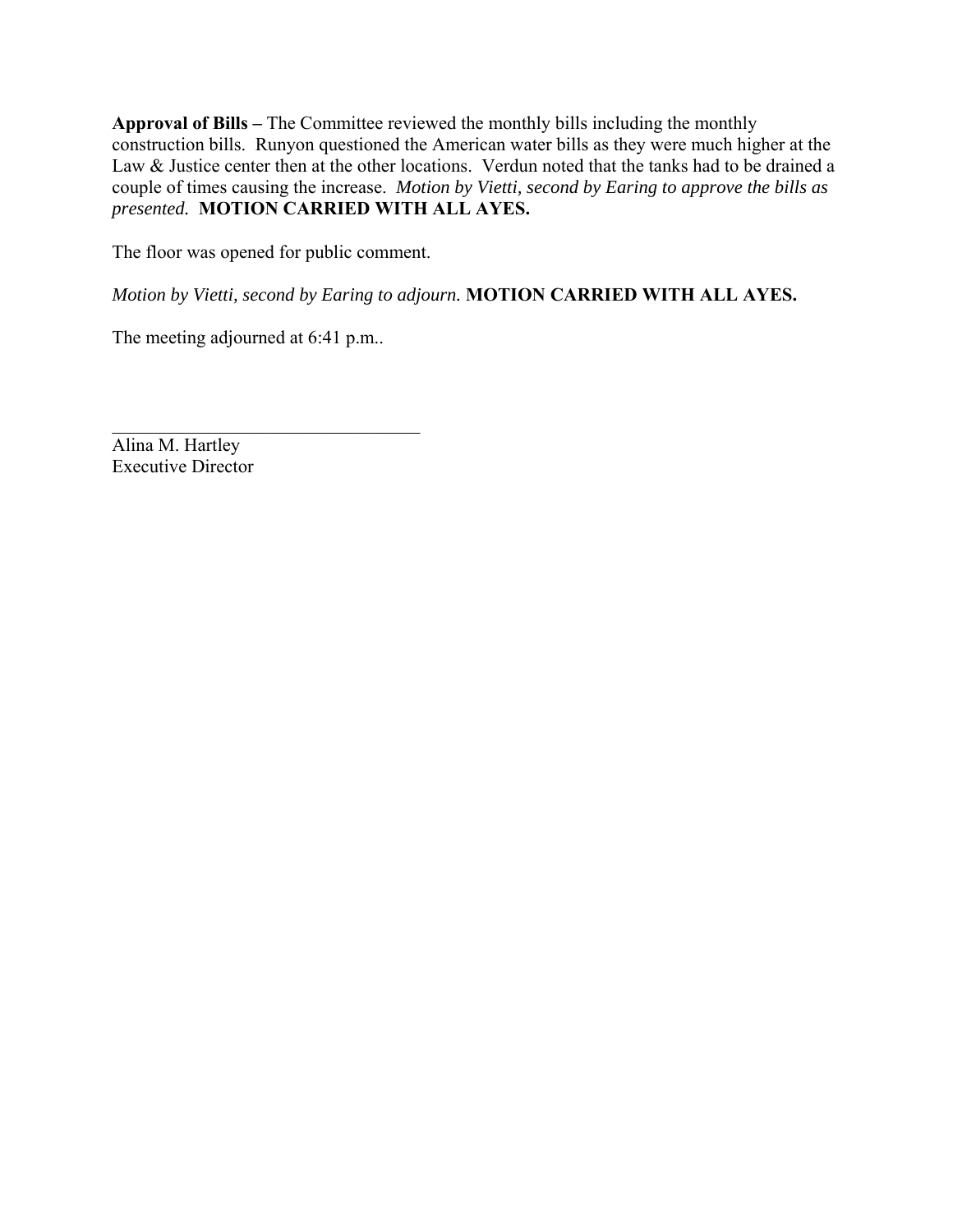**Approval of Bills –** The Committee reviewed the monthly bills including the monthly construction bills. Runyon questioned the American water bills as they were much higher at the Law & Justice center then at the other locations. Verdun noted that the tanks had to be drained a couple of times causing the increase. *Motion by Vietti, second by Earing to approve the bills as presented.* **MOTION CARRIED WITH ALL AYES.**

The floor was opened for public comment.

*Motion by Vietti, second by Earing to adjourn.* **MOTION CARRIED WITH ALL AYES.**

The meeting adjourned at 6:41 p.m..

\_\_\_\_\_\_\_\_\_\_\_\_\_\_\_\_\_\_\_\_\_\_\_\_\_\_\_\_\_\_\_\_\_\_

Alina M. Hartley
Executive Director